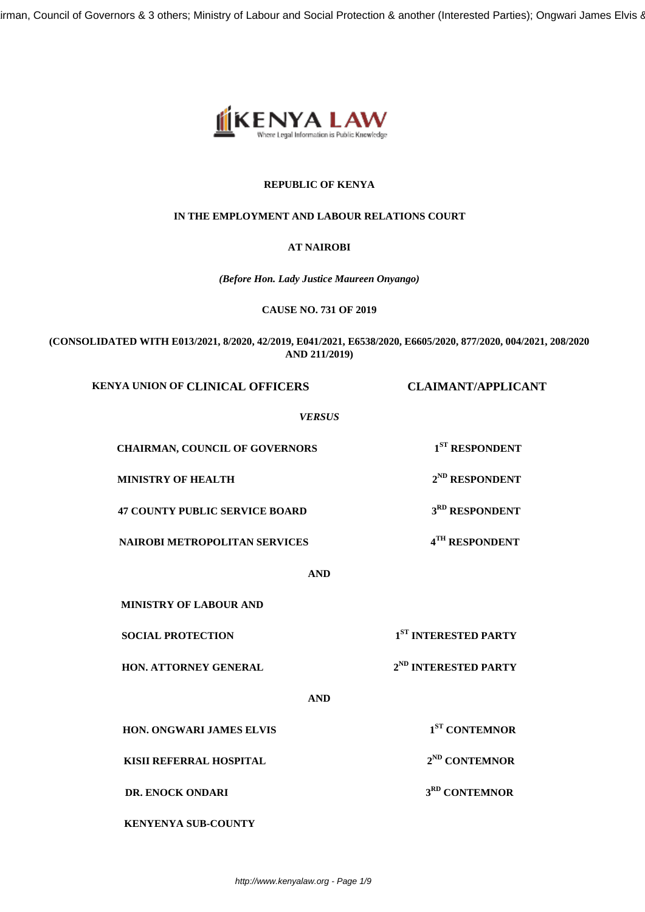**REPUBLIC OF KENYA**

**IN THE EMPLOYMENT AND LABOUR RELATIONS COURT**

**AT NAIROBI**

***(Before Hon. Lady Justice Maureen Onyango)***

**CAUSE NO. 731 OF 2019**

**(CONSOLIDATED WITH E013/2021, 8/2020, 42/2019, E041/2021, E6538/2020, E6605/2020, 877/2020, 004/2021, 208/2020 AND 211/2019)**

| | |
|---|---|
| **KENYA UNION OF CLINICAL OFFICERS** | **CLAIMANT/APPLICANT** |

***VERSUS***

| | |
|---|---|
| **CHAIRMAN, COUNCIL OF GOVERNORS** | **1ST RESPONDENT** |
| **MINISTRY OF HEALTH** | **2ND RESPONDENT** |
| **47 COUNTY PUBLIC SERVICE BOARD** | **3RD RESPONDENT** |
| **NAIROBI METROPOLITAN SERVICES** | **4TH RESPONDENT** |

**AND**

| | |
|---|---|
| **MINISTRY OF LABOUR AND SOCIAL PROTECTION** | **1ST INTERESTED PARTY** |
| **HON. ATTORNEY GENERAL** | **2ND INTERESTED PARTY** |

**AND**

| | |
|---|---|
| **HON. ONGWARI JAMES ELVIS** | **1ST CONTEMNOR** |
| **KISII REFERRAL HOSPITAL** | **2ND CONTEMNOR** |
| **DR. ENOCK ONDARI** | **3RD CONTEMNOR** |
| **KENYENYA SUB-COUNTY** | |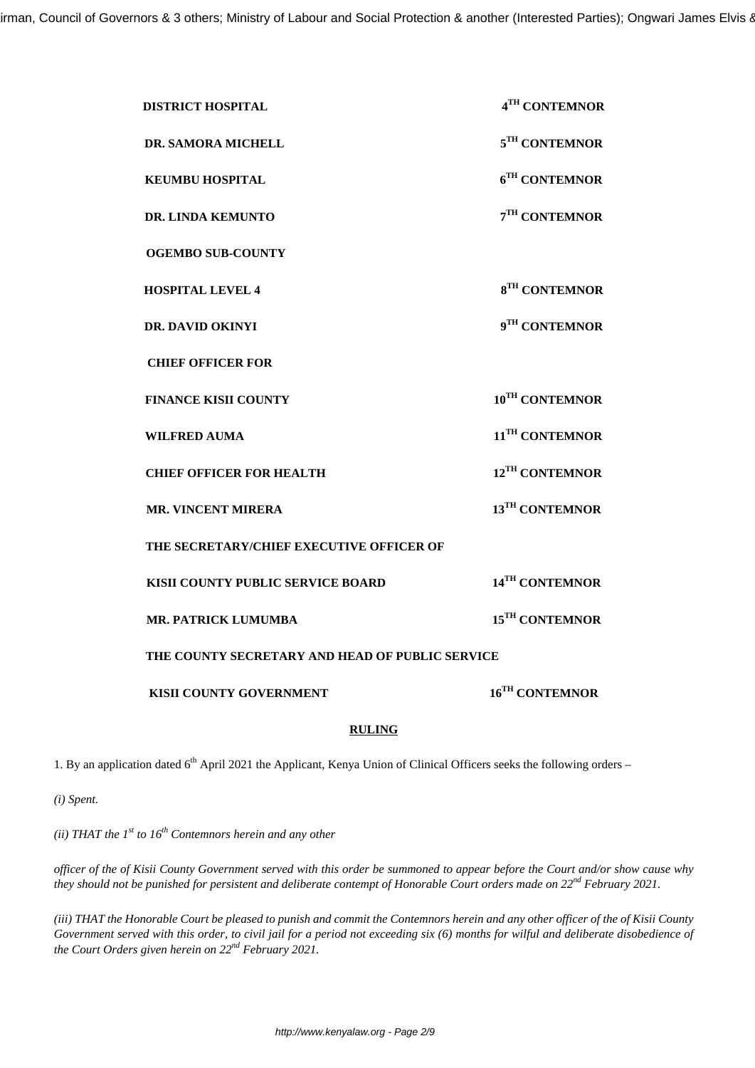| | |
|---|---|
| **DISTRICT HOSPITAL** | **4TH CONTEMNOR** |
| **DR. SAMORA MICHELL** | **5TH CONTEMNOR** |
| **KEUMBU HOSPITAL** | **6TH CONTEMNOR** |
| **DR. LINDA KEMUNTO** | **7TH CONTEMNOR** |
| **OGEMBO SUB-COUNTY** | |
| **HOSPITAL LEVEL 4** | **8TH CONTEMNOR** |
| **DR. DAVID OKINYI** | **9TH CONTEMNOR** |
| **CHIEF OFFICER FOR** | |
| **FINANCE KISII COUNTY** | **10TH CONTEMNOR** |
| **WILFRED AUMA** | **11TH CONTEMNOR** |
| **CHIEF OFFICER FOR HEALTH** | **12TH CONTEMNOR** |
| **MR. VINCENT MIRERA** | **13TH CONTEMNOR** |
| **THE SECRETARY/CHIEF EXECUTIVE OFFICER OF** | |
| **KISII COUNTY PUBLIC SERVICE BOARD** | **14TH CONTEMNOR** |
| **MR. PATRICK LUMUMBA** | **15TH CONTEMNOR** |
| **THE COUNTY SECRETARY AND HEAD OF PUBLIC SERVICE** | |
| **KISII COUNTY GOVERNMENT** | **16TH CONTEMNOR** |

**RULING**

1. By an application dated 6th April 2021 the Applicant, Kenya Union of Clinical Officers seeks the following orders –

*(i) Spent.*

*(ii) THAT the 1st to 16th Contemnors herein and any other*

*officer of the of Kisii County Government served with this order be summoned to appear before the Court and/or show cause why they should not be punished for persistent and deliberate contempt of Honorable Court orders made on 22nd February 2021.*

*(iii) THAT the Honorable Court be pleased to punish and commit the Contemnors herein and any other officer of the of Kisii County Government served with this order, to civil jail for a period not exceeding six (6) months for wilful and deliberate disobedience of the Court Orders given herein on 22nd February 2021.*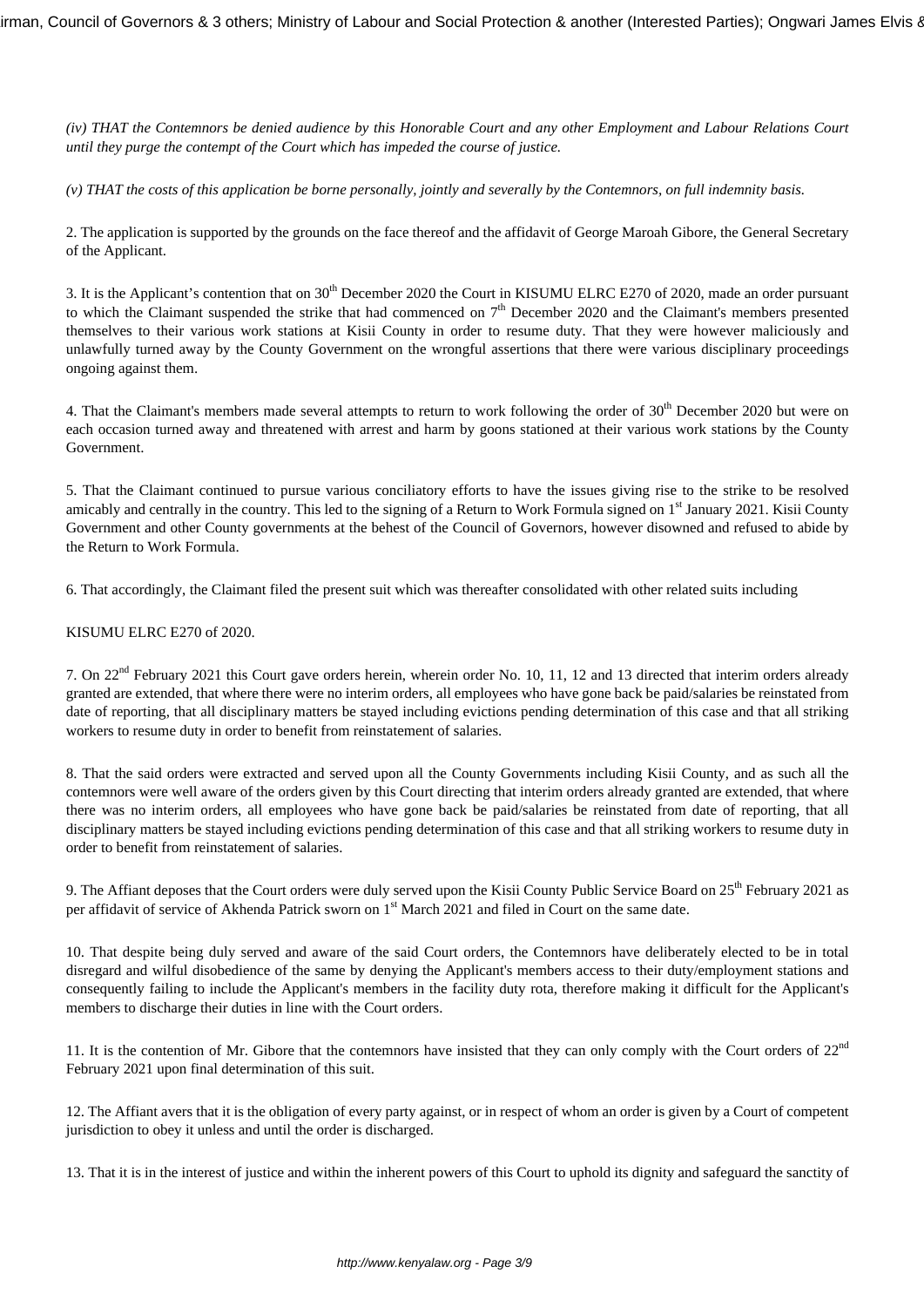*(iv) THAT the Contemnors be denied audience by this Honorable Court and any other Employment and Labour Relations Court until they purge the contempt of the Court which has impeded the course of justice.*

*(v) THAT the costs of this application be borne personally, jointly and severally by the Contemnors, on full indemnity basis.*

2. The application is supported by the grounds on the face thereof and the affidavit of George Maroah Gibore, the General Secretary of the Applicant.

3. It is the Applicant's contention that on 30th December 2020 the Court in KISUMU ELRC E270 of 2020, made an order pursuant to which the Claimant suspended the strike that had commenced on 7th December 2020 and the Claimant's members presented themselves to their various work stations at Kisii County in order to resume duty. That they were however maliciously and unlawfully turned away by the County Government on the wrongful assertions that there were various disciplinary proceedings ongoing against them.

4. That the Claimant's members made several attempts to return to work following the order of 30th December 2020 but were on each occasion turned away and threatened with arrest and harm by goons stationed at their various work stations by the County Government.

5. That the Claimant continued to pursue various conciliatory efforts to have the issues giving rise to the strike to be resolved amicably and centrally in the country. This led to the signing of a Return to Work Formula signed on 1st January 2021. Kisii County Government and other County governments at the behest of the Council of Governors, however disowned and refused to abide by the Return to Work Formula.

6. That accordingly, the Claimant filed the present suit which was thereafter consolidated with other related suits including

KISUMU ELRC E270 of 2020.

7. On 22nd February 2021 this Court gave orders herein, wherein order No. 10, 11, 12 and 13 directed that interim orders already granted are extended, that where there were no interim orders, all employees who have gone back be paid/salaries be reinstated from date of reporting, that all disciplinary matters be stayed including evictions pending determination of this case and that all striking workers to resume duty in order to benefit from reinstatement of salaries.

8. That the said orders were extracted and served upon all the County Governments including Kisii County, and as such all the contemnors were well aware of the orders given by this Court directing that interim orders already granted are extended, that where there was no interim orders, all employees who have gone back be paid/salaries be reinstated from date of reporting, that all disciplinary matters be stayed including evictions pending determination of this case and that all striking workers to resume duty in order to benefit from reinstatement of salaries.

9. The Affiant deposes that the Court orders were duly served upon the Kisii County Public Service Board on 25th February 2021 as per affidavit of service of Akhenda Patrick sworn on 1st March 2021 and filed in Court on the same date.

10. That despite being duly served and aware of the said Court orders, the Contemnors have deliberately elected to be in total disregard and wilful disobedience of the same by denying the Applicant's members access to their duty/employment stations and consequently failing to include the Applicant's members in the facility duty rota, therefore making it difficult for the Applicant's members to discharge their duties in line with the Court orders.

11. It is the contention of Mr. Gibore that the contemnors have insisted that they can only comply with the Court orders of 22nd February 2021 upon final determination of this suit.

12. The Affiant avers that it is the obligation of every party against, or in respect of whom an order is given by a Court of competent jurisdiction to obey it unless and until the order is discharged.

13. That it is in the interest of justice and within the inherent powers of this Court to uphold its dignity and safeguard the sanctity of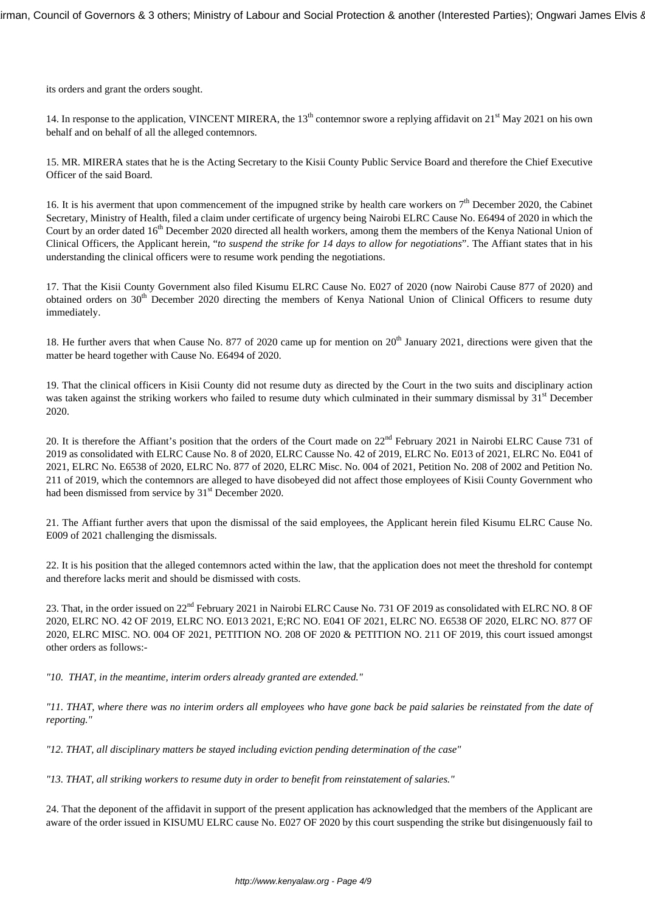its orders and grant the orders sought.

14. In response to the application, VINCENT MIRERA, the 13th contemnor swore a replying affidavit on 21st May 2021 on his own behalf and on behalf of all the alleged contemnors.

15. MR. MIRERA states that he is the Acting Secretary to the Kisii County Public Service Board and therefore the Chief Executive Officer of the said Board.

16. It is his averment that upon commencement of the impugned strike by health care workers on 7th December 2020, the Cabinet Secretary, Ministry of Health, filed a claim under certificate of urgency being Nairobi ELRC Cause No. E6494 of 2020 in which the Court by an order dated 16th December 2020 directed all health workers, among them the members of the Kenya National Union of Clinical Officers, the Applicant herein, "*to suspend the strike for 14 days to allow for negotiations*". The Affiant states that in his understanding the clinical officers were to resume work pending the negotiations.

17. That the Kisii County Government also filed Kisumu ELRC Cause No. E027 of 2020 (now Nairobi Cause 877 of 2020) and obtained orders on 30th December 2020 directing the members of Kenya National Union of Clinical Officers to resume duty immediately.

18. He further avers that when Cause No. 877 of 2020 came up for mention on 20th January 2021, directions were given that the matter be heard together with Cause No. E6494 of 2020.

19. That the clinical officers in Kisii County did not resume duty as directed by the Court in the two suits and disciplinary action was taken against the striking workers who failed to resume duty which culminated in their summary dismissal by 31st December 2020.

20. It is therefore the Affiant's position that the orders of the Court made on 22nd February 2021 in Nairobi ELRC Cause 731 of 2019 as consolidated with ELRC Cause No. 8 of 2020, ELRC Causse No. 42 of 2019, ELRC No. E013 of 2021, ELRC No. E041 of 2021, ELRC No. E6538 of 2020, ELRC No. 877 of 2020, ELRC Misc. No. 004 of 2021, Petition No. 208 of 2002 and Petition No. 211 of 2019, which the contemnors are alleged to have disobeyed did not affect those employees of Kisii County Government who had been dismissed from service by 31st December 2020.

21. The Affiant further avers that upon the dismissal of the said employees, the Applicant herein filed Kisumu ELRC Cause No. E009 of 2021 challenging the dismissals.

22. It is his position that the alleged contemnors acted within the law, that the application does not meet the threshold for contempt and therefore lacks merit and should be dismissed with costs.

23. That, in the order issued on 22nd February 2021 in Nairobi ELRC Cause No. 731 OF 2019 as consolidated with ELRC NO. 8 OF 2020, ELRC NO. 42 OF 2019, ELRC NO. E013 2021, E;RC NO. E041 OF 2021, ELRC NO. E6538 OF 2020, ELRC NO. 877 OF 2020, ELRC MISC. NO. 004 OF 2021, PETITION NO. 208 OF 2020 & PETITION NO. 211 OF 2019, this court issued amongst other orders as follows:-

*"10. THAT, in the meantime, interim orders already granted are extended."*

*"11. THAT, where there was no interim orders all employees who have gone back be paid salaries be reinstated from the date of reporting."*

*"12. THAT, all disciplinary matters be stayed including eviction pending determination of the case"*

*"13. THAT, all striking workers to resume duty in order to benefit from reinstatement of salaries."*

24. That the deponent of the affidavit in support of the present application has acknowledged that the members of the Applicant are aware of the order issued in KISUMU ELRC cause No. E027 OF 2020 by this court suspending the strike but disingenuously fail to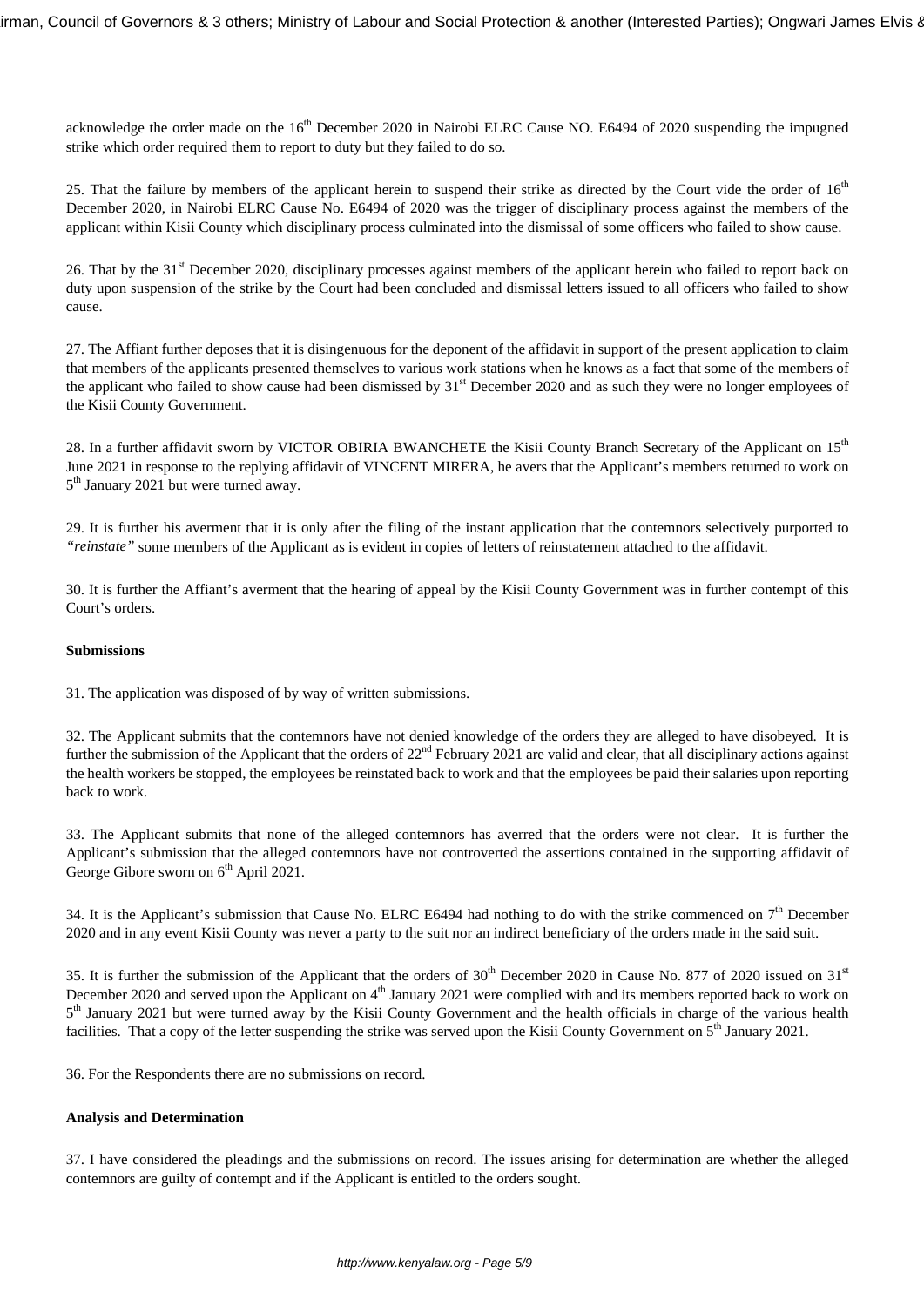acknowledge the order made on the 16th December 2020 in Nairobi ELRC Cause NO. E6494 of 2020 suspending the impugned strike which order required them to report to duty but they failed to do so.

25. That the failure by members of the applicant herein to suspend their strike as directed by the Court vide the order of 16th December 2020, in Nairobi ELRC Cause No. E6494 of 2020 was the trigger of disciplinary process against the members of the applicant within Kisii County which disciplinary process culminated into the dismissal of some officers who failed to show cause.

26. That by the 31st December 2020, disciplinary processes against members of the applicant herein who failed to report back on duty upon suspension of the strike by the Court had been concluded and dismissal letters issued to all officers who failed to show cause.

27. The Affiant further deposes that it is disingenuous for the deponent of the affidavit in support of the present application to claim that members of the applicants presented themselves to various work stations when he knows as a fact that some of the members of the applicant who failed to show cause had been dismissed by 31st December 2020 and as such they were no longer employees of the Kisii County Government.

28. In a further affidavit sworn by VICTOR OBIRIA BWANCHETE the Kisii County Branch Secretary of the Applicant on 15th June 2021 in response to the replying affidavit of VINCENT MIRERA, he avers that the Applicant's members returned to work on 5th January 2021 but were turned away.

29. It is further his averment that it is only after the filing of the instant application that the contemnors selectively purported to *"reinstate"* some members of the Applicant as is evident in copies of letters of reinstatement attached to the affidavit.

30. It is further the Affiant's averment that the hearing of appeal by the Kisii County Government was in further contempt of this Court's orders.

**Submissions**

31. The application was disposed of by way of written submissions.

32. The Applicant submits that the contemnors have not denied knowledge of the orders they are alleged to have disobeyed. It is further the submission of the Applicant that the orders of 22nd February 2021 are valid and clear, that all disciplinary actions against the health workers be stopped, the employees be reinstated back to work and that the employees be paid their salaries upon reporting back to work.

33. The Applicant submits that none of the alleged contemnors has averred that the orders were not clear. It is further the Applicant's submission that the alleged contemnors have not controverted the assertions contained in the supporting affidavit of George Gibore sworn on 6th April 2021.

34. It is the Applicant's submission that Cause No. ELRC E6494 had nothing to do with the strike commenced on 7th December 2020 and in any event Kisii County was never a party to the suit nor an indirect beneficiary of the orders made in the said suit.

35. It is further the submission of the Applicant that the orders of 30th December 2020 in Cause No. 877 of 2020 issued on 31st December 2020 and served upon the Applicant on 4th January 2021 were complied with and its members reported back to work on 5th January 2021 but were turned away by the Kisii County Government and the health officials in charge of the various health facilities. That a copy of the letter suspending the strike was served upon the Kisii County Government on 5th January 2021.

36. For the Respondents there are no submissions on record.

**Analysis and Determination**

37. I have considered the pleadings and the submissions on record. The issues arising for determination are whether the alleged contemnors are guilty of contempt and if the Applicant is entitled to the orders sought.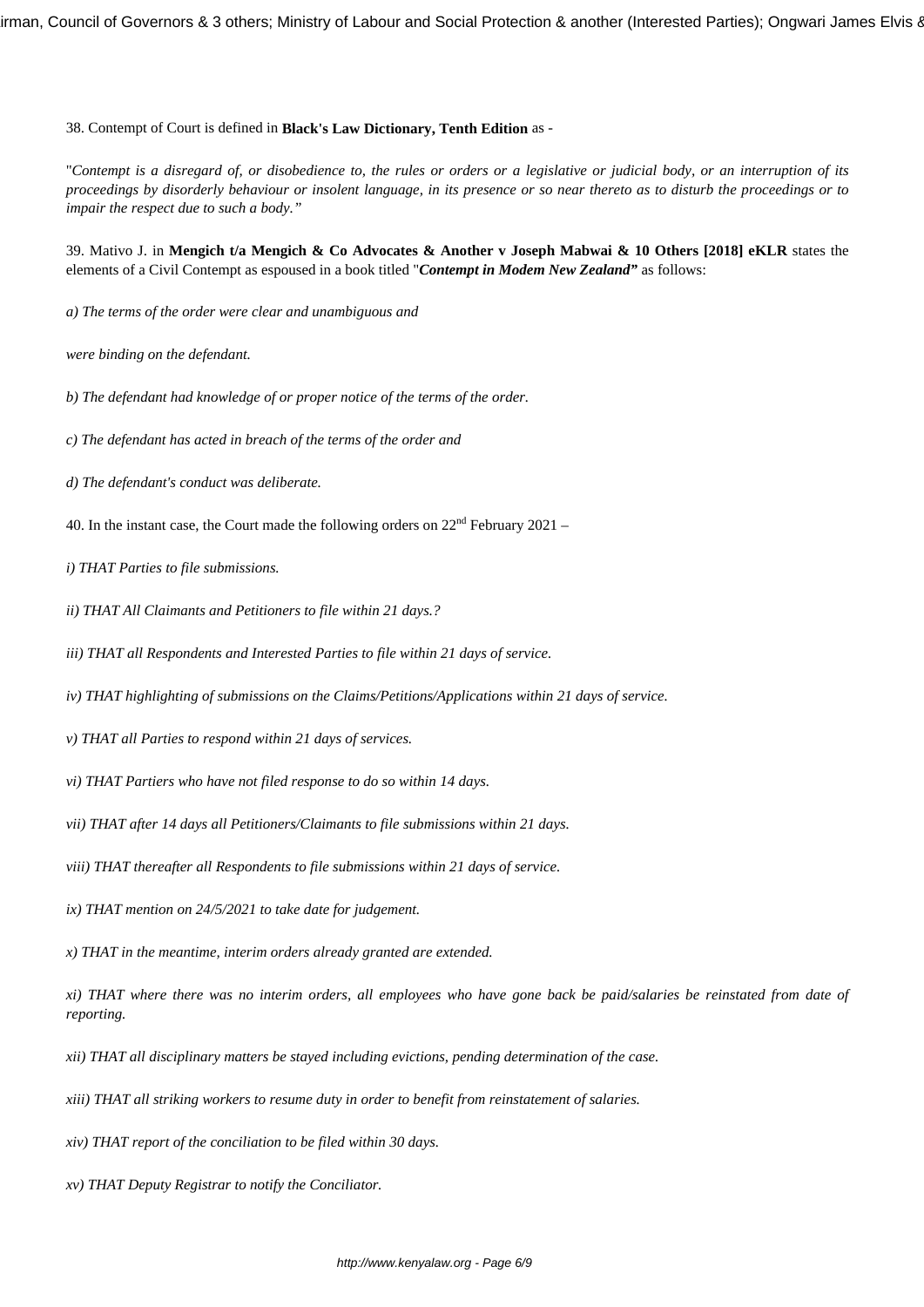38. Contempt of Court is defined in **Black's Law Dictionary, Tenth Edition** as -

"*Contempt is a disregard of, or disobedience to, the rules or orders or a legislative or judicial body, or an interruption of its proceedings by disorderly behaviour or insolent language, in its presence or so near thereto as to disturb the proceedings or to impair the respect due to such a body.*"

39. Mativo J. in **Mengich t/a Mengich & Co Advocates & Another v Joseph Mabwai & 10 Others [2018] eKLR** states the elements of a Civil Contempt as espoused in a book titled "***Contempt in Modem New Zealand***" as follows:

*a) The terms of the order were clear and unambiguous and*

*were binding on the defendant.*

*b) The defendant had knowledge of or proper notice of the terms of the order.*

*c) The defendant has acted in breach of the terms of the order and*

*d) The defendant's conduct was deliberate.*

40. In the instant case, the Court made the following orders on 22nd February 2021 –

*i) THAT Parties to file submissions.*

*ii) THAT All Claimants and Petitioners to file within 21 days.?*

*iii) THAT all Respondents and Interested Parties to file within 21 days of service.*

*iv) THAT highlighting of submissions on the Claims/Petitions/Applications within 21 days of service.*

*v) THAT all Parties to respond within 21 days of services.*

*vi) THAT Partiers who have not filed response to do so within 14 days.*

*vii) THAT after 14 days all Petitioners/Claimants to file submissions within 21 days.*

*viii) THAT thereafter all Respondents to file submissions within 21 days of service.*

*ix) THAT mention on 24/5/2021 to take date for judgement.*

*x) THAT in the meantime, interim orders already granted are extended.*

*xi) THAT where there was no interim orders, all employees who have gone back be paid/salaries be reinstated from date of reporting.*

*xii) THAT all disciplinary matters be stayed including evictions, pending determination of the case.*

*xiii) THAT all striking workers to resume duty in order to benefit from reinstatement of salaries.*

*xiv) THAT report of the conciliation to be filed within 30 days.*

*xv) THAT Deputy Registrar to notify the Conciliator.*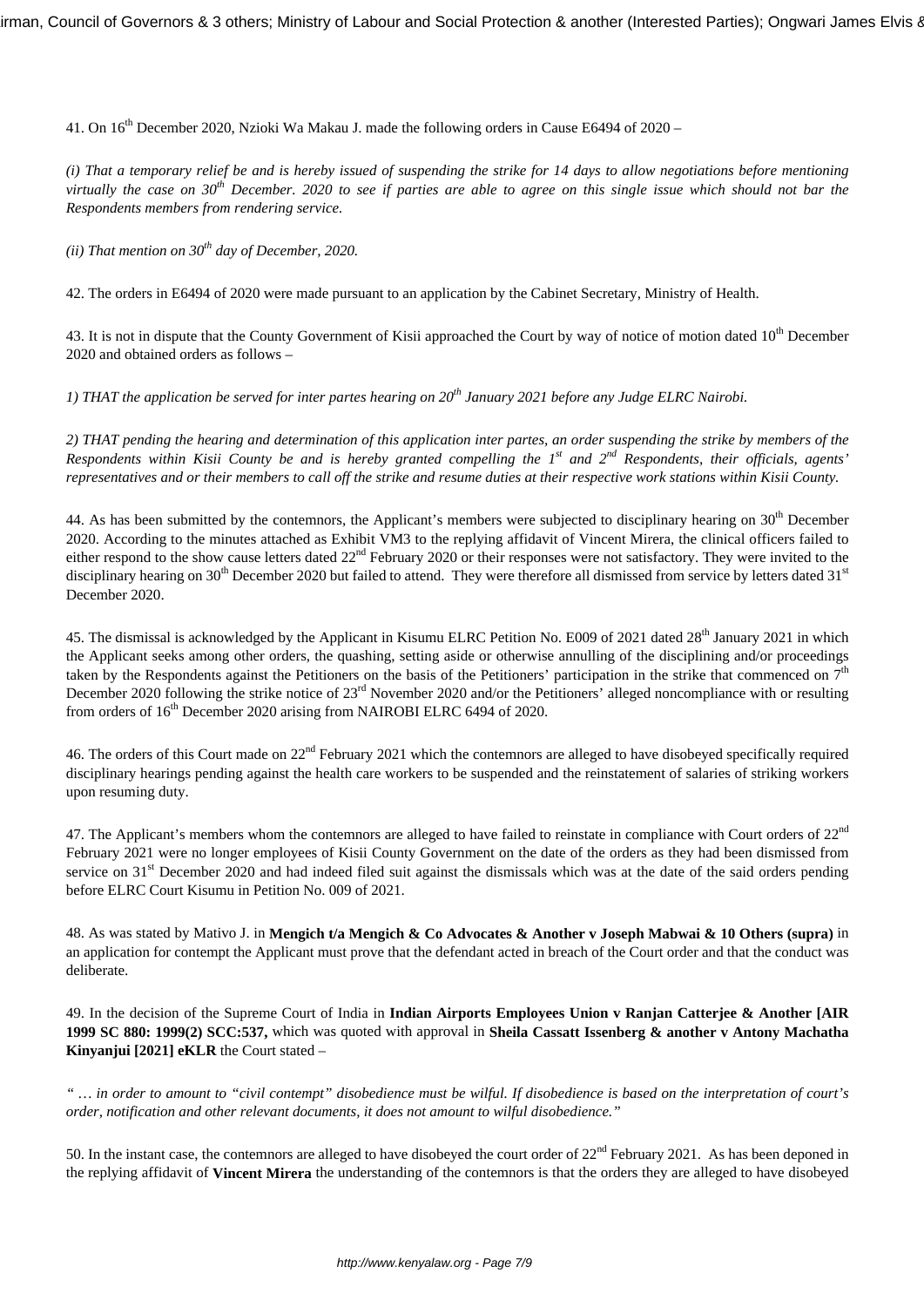41. On 16th December 2020, Nzioki Wa Makau J. made the following orders in Cause E6494 of 2020 –

*(i) That a temporary relief be and is hereby issued of suspending the strike for 14 days to allow negotiations before mentioning virtually the case on 30th December. 2020 to see if parties are able to agree on this single issue which should not bar the Respondents members from rendering service.*

*(ii) That mention on 30th day of December, 2020.*

42. The orders in E6494 of 2020 were made pursuant to an application by the Cabinet Secretary, Ministry of Health.

43. It is not in dispute that the County Government of Kisii approached the Court by way of notice of motion dated 10th December 2020 and obtained orders as follows –

*1) THAT the application be served for inter partes hearing on 20th January 2021 before any Judge ELRC Nairobi.*

*2) THAT pending the hearing and determination of this application inter partes, an order suspending the strike by members of the Respondents within Kisii County be and is hereby granted compelling the 1st and 2nd Respondents, their officials, agents' representatives and or their members to call off the strike and resume duties at their respective work stations within Kisii County.*

44. As has been submitted by the contemnors, the Applicant's members were subjected to disciplinary hearing on 30th December 2020. According to the minutes attached as Exhibit VM3 to the replying affidavit of Vincent Mirera, the clinical officers failed to either respond to the show cause letters dated 22nd February 2020 or their responses were not satisfactory. They were invited to the disciplinary hearing on 30th December 2020 but failed to attend. They were therefore all dismissed from service by letters dated 31st December 2020.

45. The dismissal is acknowledged by the Applicant in Kisumu ELRC Petition No. E009 of 2021 dated 28th January 2021 in which the Applicant seeks among other orders, the quashing, setting aside or otherwise annulling of the disciplining and/or proceedings taken by the Respondents against the Petitioners on the basis of the Petitioners' participation in the strike that commenced on 7th December 2020 following the strike notice of 23rd November 2020 and/or the Petitioners' alleged noncompliance with or resulting from orders of 16th December 2020 arising from NAIROBI ELRC 6494 of 2020.

46. The orders of this Court made on 22nd February 2021 which the contemnors are alleged to have disobeyed specifically required disciplinary hearings pending against the health care workers to be suspended and the reinstatement of salaries of striking workers upon resuming duty.

47. The Applicant's members whom the contemnors are alleged to have failed to reinstate in compliance with Court orders of 22nd February 2021 were no longer employees of Kisii County Government on the date of the orders as they had been dismissed from service on 31st December 2020 and had indeed filed suit against the dismissals which was at the date of the said orders pending before ELRC Court Kisumu in Petition No. 009 of 2021.

48. As was stated by Mativo J. in **Mengich t/a Mengich & Co Advocates & Another v Joseph Mabwai & 10 Others (supra)** in an application for contempt the Applicant must prove that the defendant acted in breach of the Court order and that the conduct was deliberate.

49. In the decision of the Supreme Court of India in **Indian Airports Employees Union v Ranjan Catterjee & Another [AIR 1999 SC 880: 1999(2) SCC:537,** which was quoted with approval in **Sheila Cassatt Issenberg & another v Antony Machatha Kinyanjui [2021] eKLR** the Court stated –

*" … in order to amount to "civil contempt" disobedience must be wilful. If disobedience is based on the interpretation of court's order, notification and other relevant documents, it does not amount to wilful disobedience."*

50. In the instant case, the contemnors are alleged to have disobeyed the court order of 22nd February 2021. As has been deponed in the replying affidavit of **Vincent Mirera** the understanding of the contemnors is that the orders they are alleged to have disobeyed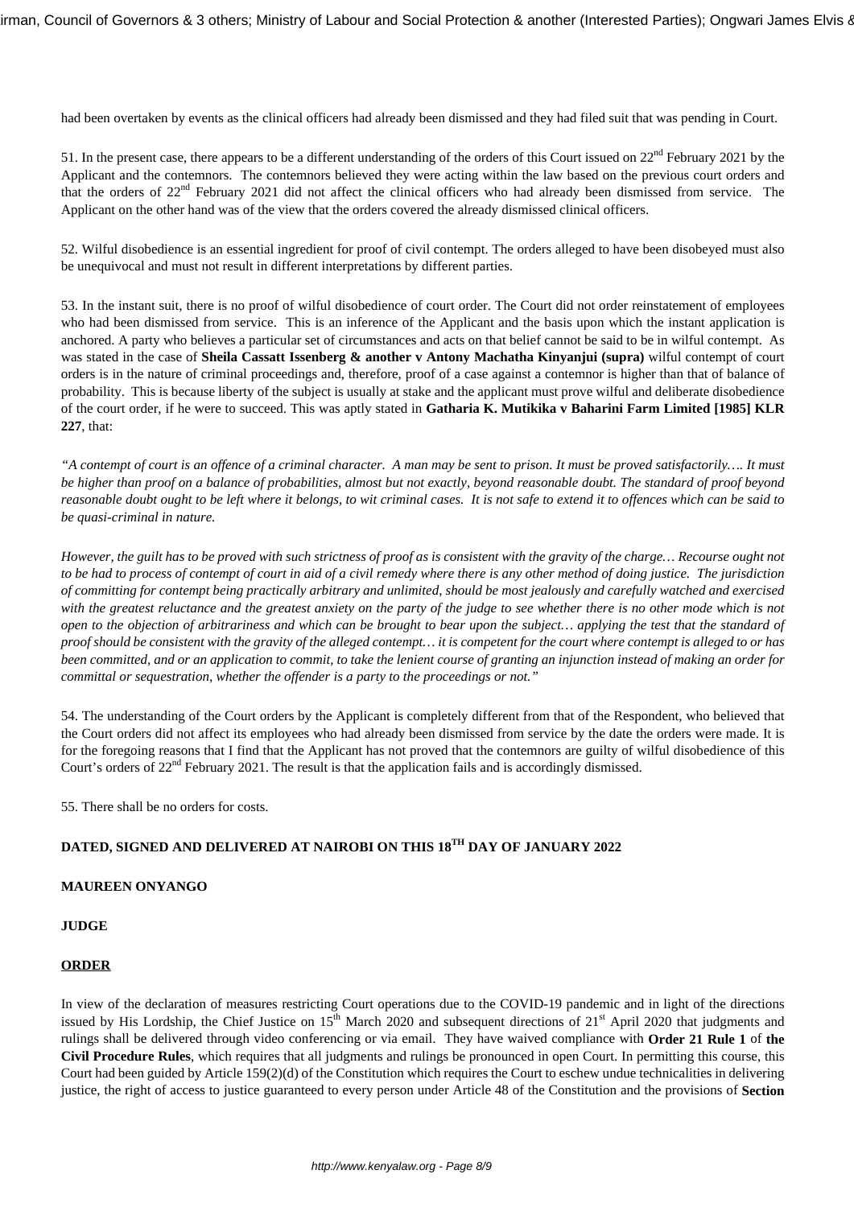had been overtaken by events as the clinical officers had already been dismissed and they had filed suit that was pending in Court.

51. In the present case, there appears to be a different understanding of the orders of this Court issued on 22nd February 2021 by the Applicant and the contemnors. The contemnors believed they were acting within the law based on the previous court orders and that the orders of 22nd February 2021 did not affect the clinical officers who had already been dismissed from service. The Applicant on the other hand was of the view that the orders covered the already dismissed clinical officers.

52. Wilful disobedience is an essential ingredient for proof of civil contempt. The orders alleged to have been disobeyed must also be unequivocal and must not result in different interpretations by different parties.

53. In the instant suit, there is no proof of wilful disobedience of court order. The Court did not order reinstatement of employees who had been dismissed from service. This is an inference of the Applicant and the basis upon which the instant application is anchored. A party who believes a particular set of circumstances and acts on that belief cannot be said to be in wilful contempt. As was stated in the case of **Sheila Cassatt Issenberg & another v Antony Machatha Kinyanjui (supra)** wilful contempt of court orders is in the nature of criminal proceedings and, therefore, proof of a case against a contemnor is higher than that of balance of probability. This is because liberty of the subject is usually at stake and the applicant must prove wilful and deliberate disobedience of the court order, if he were to succeed. This was aptly stated in **Gatharia K. Mutikika v Baharini Farm Limited [1985] KLR 227**, that:

*"A contempt of court is an offence of a criminal character. A man may be sent to prison. It must be proved satisfactorily…. It must be higher than proof on a balance of probabilities, almost but not exactly, beyond reasonable doubt. The standard of proof beyond reasonable doubt ought to be left where it belongs, to wit criminal cases. It is not safe to extend it to offences which can be said to be quasi-criminal in nature.*

*However, the guilt has to be proved with such strictness of proof as is consistent with the gravity of the charge… Recourse ought not to be had to process of contempt of court in aid of a civil remedy where there is any other method of doing justice. The jurisdiction of committing for contempt being practically arbitrary and unlimited, should be most jealously and carefully watched and exercised with the greatest reluctance and the greatest anxiety on the party of the judge to see whether there is no other mode which is not open to the objection of arbitrariness and which can be brought to bear upon the subject… applying the test that the standard of proof should be consistent with the gravity of the alleged contempt… it is competent for the court where contempt is alleged to or has been committed, and or an application to commit, to take the lenient course of granting an injunction instead of making an order for committal or sequestration, whether the offender is a party to the proceedings or not."*

54. The understanding of the Court orders by the Applicant is completely different from that of the Respondent, who believed that the Court orders did not affect its employees who had already been dismissed from service by the date the orders were made. It is for the foregoing reasons that I find that the Applicant has not proved that the contemnors are guilty of wilful disobedience of this Court's orders of 22nd February 2021. The result is that the application fails and is accordingly dismissed.

55. There shall be no orders for costs.

**DATED, SIGNED AND DELIVERED AT NAIROBI ON THIS 18TH DAY OF JANUARY 2022**

**MAUREEN ONYANGO**

**JUDGE**

**ORDER**

In view of the declaration of measures restricting Court operations due to the COVID-19 pandemic and in light of the directions issued by His Lordship, the Chief Justice on 15th March 2020 and subsequent directions of 21st April 2020 that judgments and rulings shall be delivered through video conferencing or via email. They have waived compliance with **Order 21 Rule 1** of **the Civil Procedure Rules**, which requires that all judgments and rulings be pronounced in open Court. In permitting this course, this Court had been guided by Article 159(2)(d) of the Constitution which requires the Court to eschew undue technicalities in delivering justice, the right of access to justice guaranteed to every person under Article 48 of the Constitution and the provisions of **Section**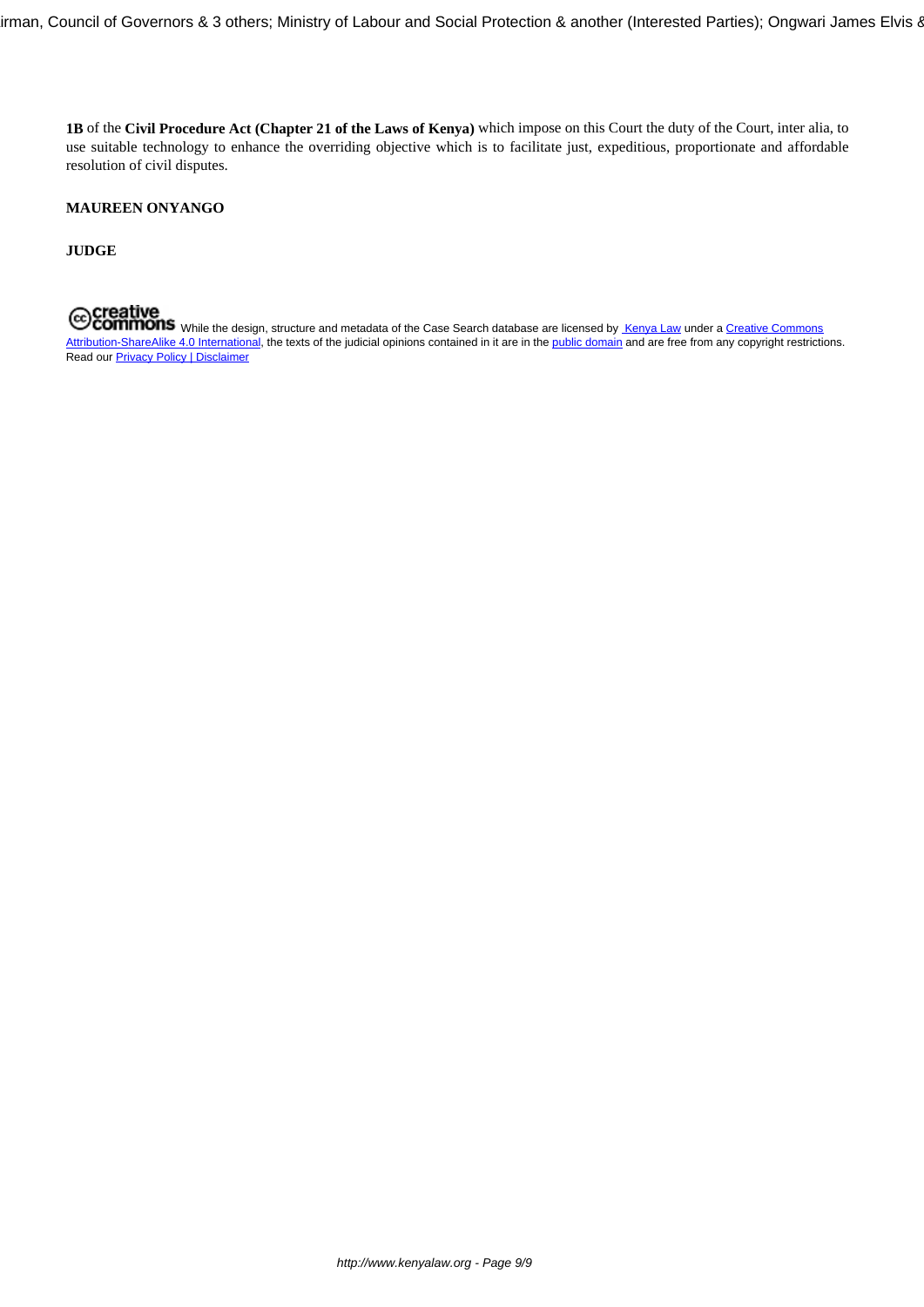**1B** of the **Civil Procedure Act (Chapter 21 of the Laws of Kenya)** which impose on this Court the duty of the Court, inter alia, to use suitable technology to enhance the overriding objective which is to facilitate just, expeditious, proportionate and affordable resolution of civil disputes.

**MAUREEN ONYANGO**

**JUDGE**

While the design, structure and metadata of the Case Search database are licensed by Kenya Law under a Creative Commons Attribution-ShareAlike 4.0 International, the texts of the judicial opinions contained in it are in the public domain and are free from any copyright restrictions. Read our Privacy Policy | Disclaimer